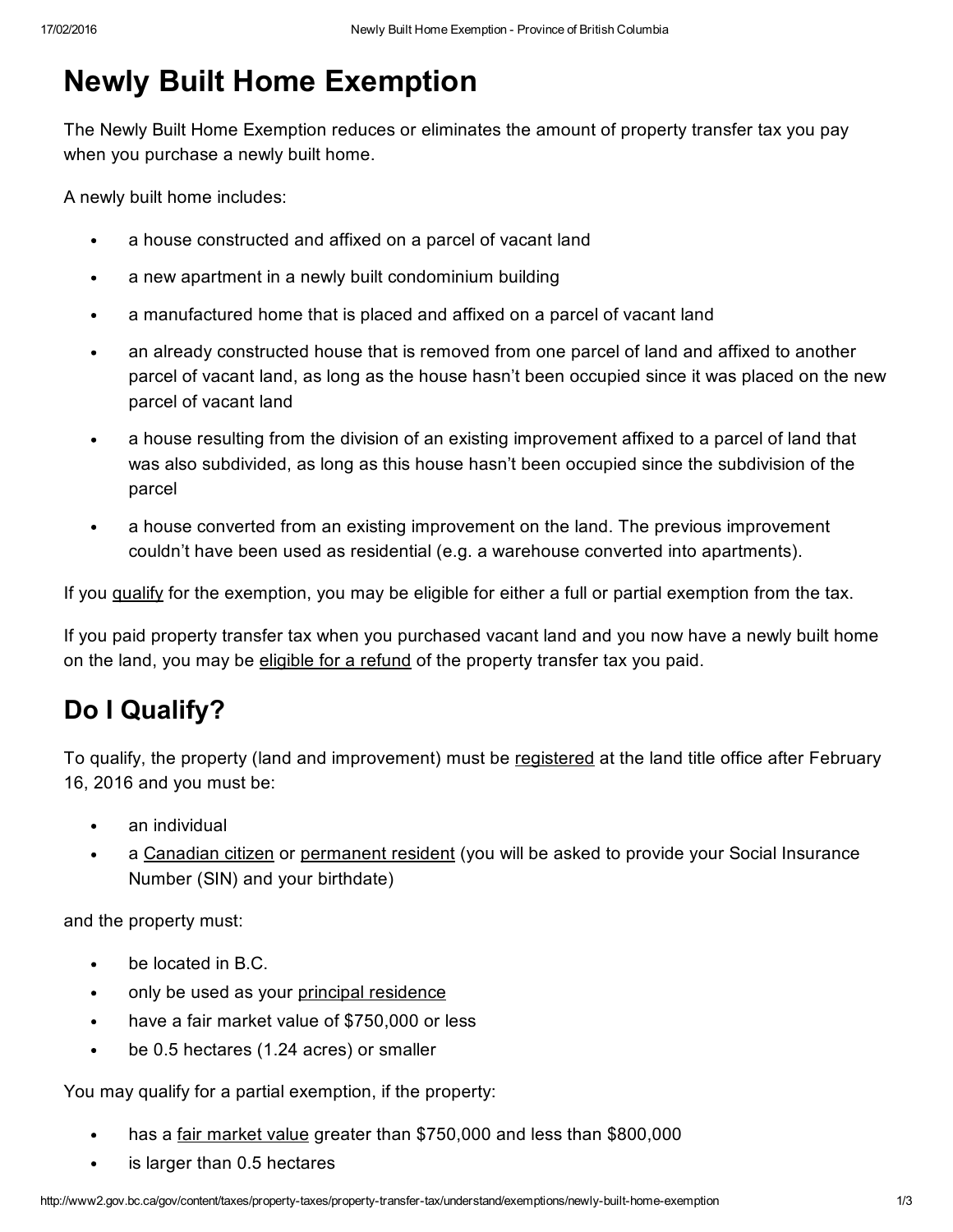# Newly Built Home Exemption

The Newly Built Home Exemption reduces or eliminates the amount of property transfer tax you pay when you purchase a newly built home.

A newly built home includes:

- a house constructed and affixed on a parcel of vacant land
- a new apartment in a newly built condominium building
- a manufactured home that is placed and affixed on a parcel of vacant land
- an already constructed house that is removed from one parcel of land and affixed to another parcel of vacant land, as long as the house hasn't been occupied since it was placed on the new parcel of vacant land
- a house resulting from the division of an existing improvement affixed to a parcel of land that was also subdivided, as long as this house hasn't been occupied since the subdivision of the parcel
- a house converted from an existing improvement on the land. The previous improvement couldn't have been used as residential (e.g. a warehouse converted into apartments).

If you qualify for the exemption, you may be eligible for either a full or partial exemption from the tax.

If you paid property transfer tax when you purchased vacant land and you now have a newly built home on the land, you may be eligible for a refund of the property transfer tax you paid.

## Do I Qualify?

To qualify, the property (land and improvement) must be registered at the land title office after February 16, 2016 and you must be:

- an individual
- a Canadian citizen or permanent resident (you will be asked to provide your Social Insurance Number (SIN) and your birthdate)

and the property must:

- be located in B.C.
- only be used as your principal residence
- have a fair market value of $750,000 or less
- be 0.5 hectares (1.24 acres) or smaller

You may qualify for a partial exemption, if the property:

- has a fair market value greater than $750,000 and less than $800,000
- is larger than 0.5 hectares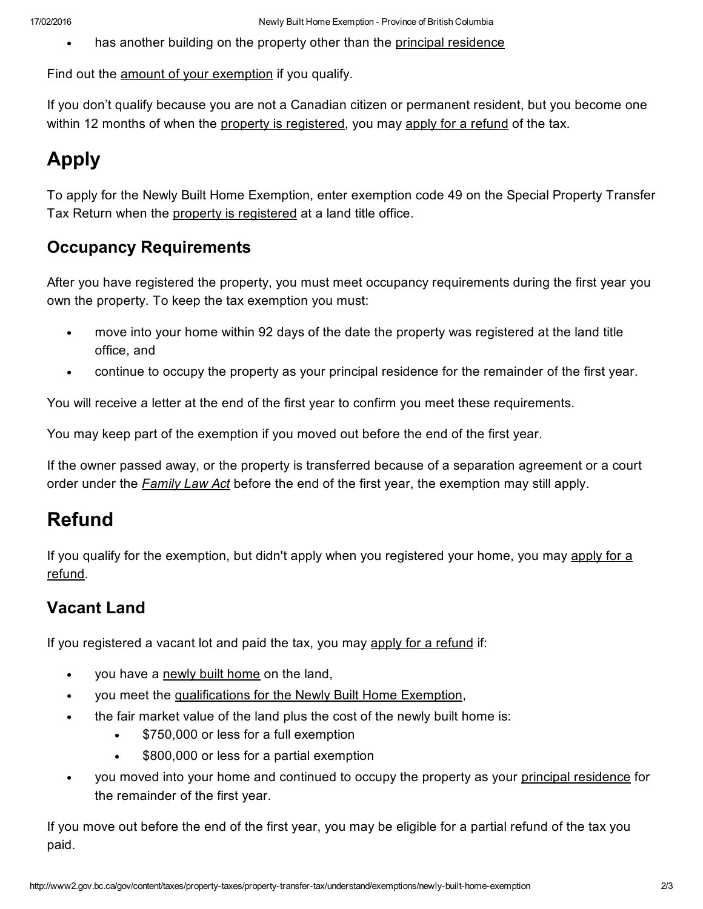- has another building on the property other than the principal residence

Find out the amount of your exemption if you qualify.

If you don't qualify because you are not a Canadian citizen or permanent resident, but you become one within 12 months of when the property is registered, you may apply for a refund of the tax.

# Apply

To apply for the Newly Built Home Exemption, enter exemption code 49 on the Special Property Transfer Tax Return when the property is registered at a land title office.

## Occupancy Requirements

After you have registered the property, you must meet occupancy requirements during the first year you own the property. To keep the tax exemption you must:

- move into your home within 92 days of the date the property was registered at the land title office, and
- continue to occupy the property as your principal residence for the remainder of the first year.

You will receive a letter at the end of the first year to confirm you meet these requirements.

You may keep part of the exemption if you moved out before the end of the first year.

If the owner passed away, or the property is transferred because of a separation agreement or a court order under the *Family Law Act* before the end of the first year, the exemption may still apply.

# Refund

If you qualify for the exemption, but didn't apply when you registered your home, you may apply for a refund.

## Vacant Land

If you registered a vacant lot and paid the tax, you may apply for a refund if:

- you have a newly built home on the land,
- you meet the qualifications for the Newly Built Home Exemption,
- the fair market value of the land plus the cost of the newly built home is:
  - $750,000 or less for a full exemption
  - $800,000 or less for a partial exemption
- you moved into your home and continued to occupy the property as your principal residence for the remainder of the first year.

If you move out before the end of the first year, you may be eligible for a partial refund of the tax you paid.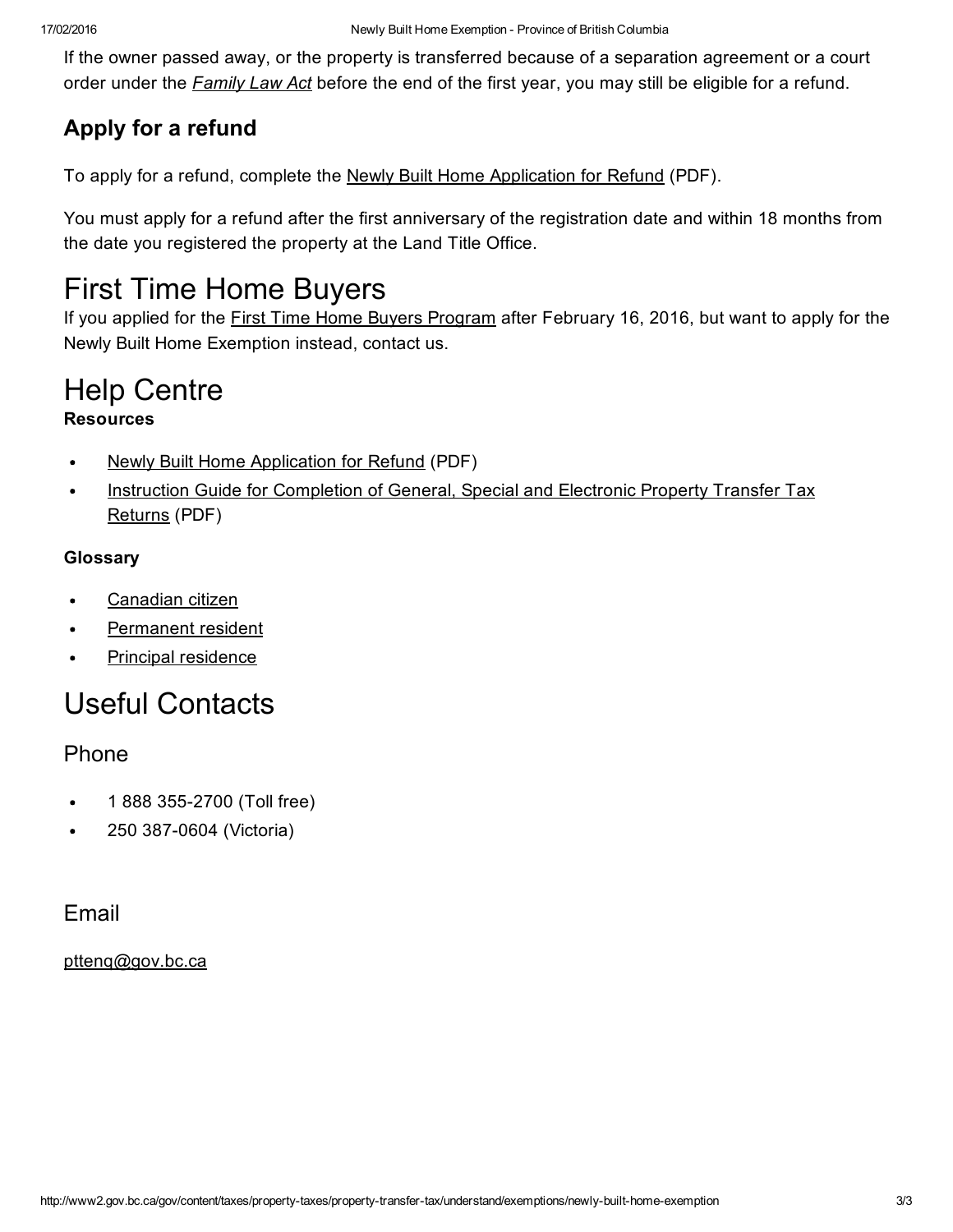If the owner passed away, or the property is transferred because of a separation agreement or a court order under the *Family Law Act* before the end of the first year, you may still be eligible for a refund.

### Apply for a refund

To apply for a refund, complete the Newly Built Home Application for Refund (PDF).

You must apply for a refund after the first anniversary of the registration date and within 18 months from the date you registered the property at the Land Title Office.

# First Time Home Buyers

If you applied for the First Time Home Buyers Program after February 16, 2016, but want to apply for the Newly Built Home Exemption instead, contact us.

# Help Centre

#### Resources

- Newly Built Home Application for Refund (PDF)
- Instruction Guide for Completion of General, Special and Electronic Property Transfer Tax Returns (PDF)

#### Glossary

- Canadian citizen
- Permanent resident
- Principal residence

# Useful Contacts

## Phone

- 1 888 355-2700 (Toll free)
- 250 387-0604 (Victoria)

## Email

ptteng@gov.bc.ca